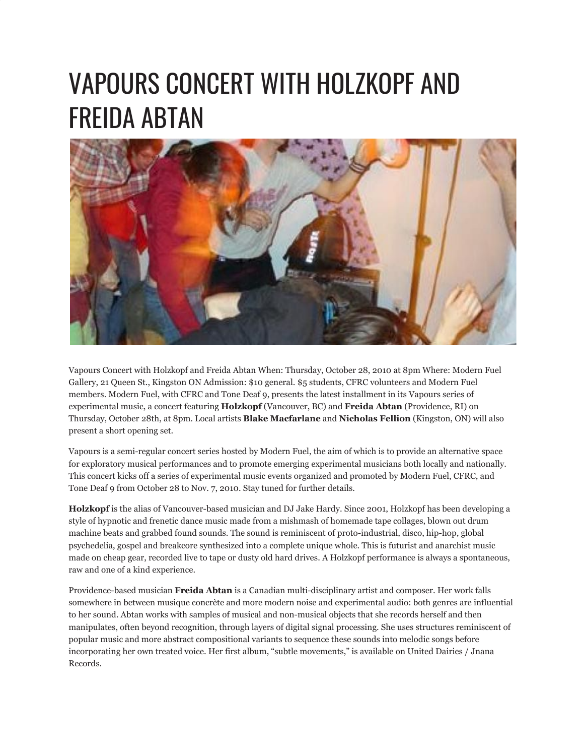# VAPOURS CONCERT WITH HOLZKOPF AND FREIDA ABTAN

Vapours Concert with Holzkopf and Freida Abtan When: Thursday, October 28, 2010 at 8pm Where: Modern Fuel Gallery, 21 Queen St., Kingston ON Admission: $10 general. $5 students, CFRC volunteers and Modern Fuel members. Modern Fuel, with CFRC and Tone Deaf 9, presents the latest installment in its Vapours series of experimental music, a concert featuring **Holzkopf** (Vancouver, BC) and **Freida Abtan** (Providence, RI) on Thursday, October 28th, at 8pm. Local artists **Blake Macfarlane** and **Nicholas Fellion** (Kingston, ON) will also present a short opening set.

Vapours is a semi-regular concert series hosted by Modern Fuel, the aim of which is to provide an alternative space for exploratory musical performances and to promote emerging experimental musicians both locally and nationally. This concert kicks off a series of experimental music events organized and promoted by Modern Fuel, CFRC, and Tone Deaf 9 from October 28 to Nov. 7, 2010. Stay tuned for further details.

**Holzkopf** is the alias of Vancouver-based musician and DJ Jake Hardy. Since 2001, Holzkopf has been developing a style of hypnotic and frenetic dance music made from a mishmash of homemade tape collages, blown out drum machine beats and grabbed found sounds. The sound is reminiscent of proto-industrial, disco, hip-hop, global psychedelia, gospel and breakcore synthesized into a complete unique whole. This is futurist and anarchist music made on cheap gear, recorded live to tape or dusty old hard drives. A Holzkopf performance is always a spontaneous, raw and one of a kind experience.

Providence-based musician **Freida Abtan** is a Canadian multi-disciplinary artist and composer. Her work falls somewhere in between musique concrète and more modern noise and experimental audio: both genres are influential to her sound. Abtan works with samples of musical and non-musical objects that she records herself and then manipulates, often beyond recognition, through layers of digital signal processing. She uses structures reminiscent of popular music and more abstract compositional variants to sequence these sounds into melodic songs before incorporating her own treated voice. Her first album, “subtle movements,” is available on United Dairies / Jnana Records.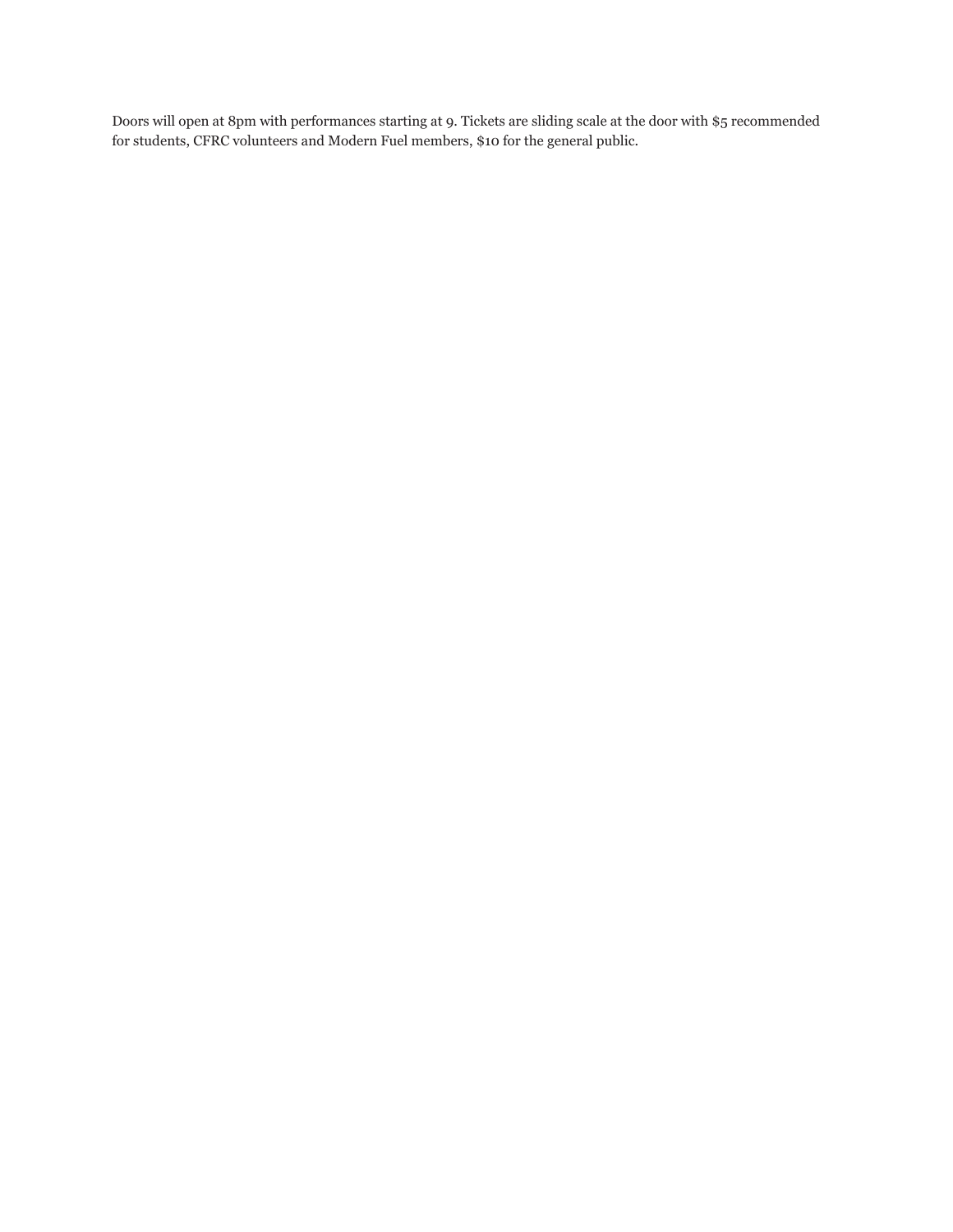Doors will open at 8pm with performances starting at 9. Tickets are sliding scale at the door with $5 recommended for students, CFRC volunteers and Modern Fuel members, $10 for the general public.